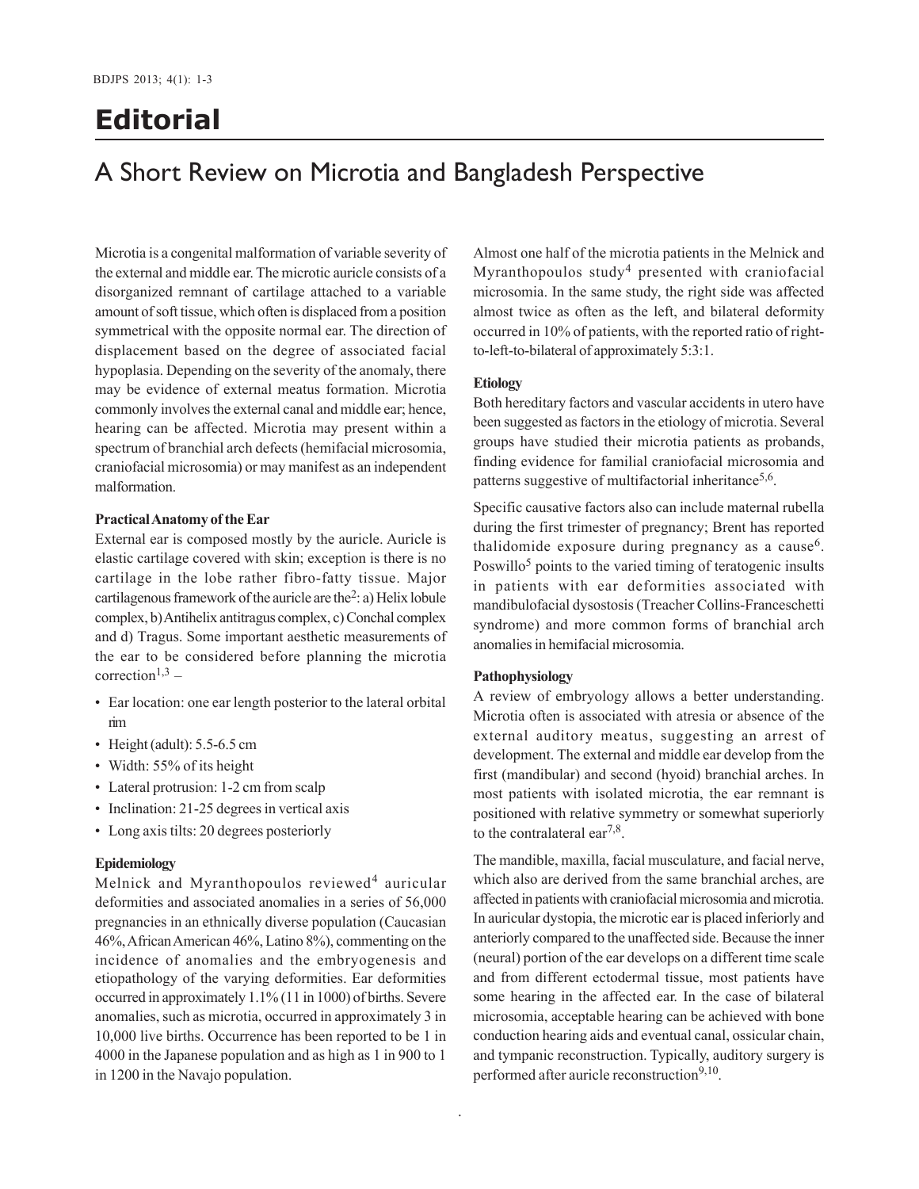# Editorial

## A Short Review on Microtia and Bangladesh Perspective

Microtia is a congenital malformation of variable severity of the external and middle ear. The microtic auricle consists of a disorganized remnant of cartilage attached to a variable amount of soft tissue, which often is displaced from a position symmetrical with the opposite normal ear. The direction of displacement based on the degree of associated facial hypoplasia. Depending on the severity of the anomaly, there may be evidence of external meatus formation. Microtia commonly involves the external canal and middle ear; hence, hearing can be affected. Microtia may present within a spectrum of branchial arch defects (hemifacial microsomia, craniofacial microsomia) or may manifest as an independent malformation.

#### Practical Anatomy of the Ear

External ear is composed mostly by the auricle. Auricle is elastic cartilage covered with skin; exception is there is no cartilage in the lobe rather fibro-fatty tissue. Major cartilagenous framework of the auricle are the[2]: a) Helix lobule complex, b) Antihelix antitragus complex, c) Conchal complex and d) Tragus. Some important aesthetic measurements of the ear to be considered before planning the microtia correction[1,3] –

- Ear location: one ear length posterior to the lateral orbital rim
- Height (adult): 5.5-6.5 cm
- Width: 55% of its height
- Lateral protrusion: 1-2 cm from scalp
- Inclination: 21-25 degrees in vertical axis
- Long axis tilts: 20 degrees posteriorly

#### Epidemiology

Melnick and Myranthopoulos reviewed[4] auricular deformities and associated anomalies in a series of 56,000 pregnancies in an ethnically diverse population (Caucasian 46%, African American 46%, Latino 8%), commenting on the incidence of anomalies and the embryogenesis and etiopathology of the varying deformities. Ear deformities occurred in approximately 1.1% (11 in 1000) of births. Severe anomalies, such as microtia, occurred in approximately 3 in 10,000 live births. Occurrence has been reported to be 1 in 4000 in the Japanese population and as high as 1 in 900 to 1 in 1200 in the Navajo population.

Almost one half of the microtia patients in the Melnick and Myranthopoulos study[4] presented with craniofacial microsomia. In the same study, the right side was affected almost twice as often as the left, and bilateral deformity occurred in 10% of patients, with the reported ratio of right-to-left-to-bilateral of approximately 5:3:1.

#### Etiology

Both hereditary factors and vascular accidents in utero have been suggested as factors in the etiology of microtia. Several groups have studied their microtia patients as probands, finding evidence for familial craniofacial microsomia and patterns suggestive of multifactorial inheritance[5,6].

Specific causative factors also can include maternal rubella during the first trimester of pregnancy; Brent has reported thalidomide exposure during pregnancy as a cause[6]. Poswillo[5] points to the varied timing of teratogenic insults in patients with ear deformities associated with mandibulofacial dysostosis (Treacher Collins-Franceschetti syndrome) and more common forms of branchial arch anomalies in hemifacial microsomia.

#### Pathophysiology

A review of embryology allows a better understanding. Microtia often is associated with atresia or absence of the external auditory meatus, suggesting an arrest of development. The external and middle ear develop from the first (mandibular) and second (hyoid) branchial arches. In most patients with isolated microtia, the ear remnant is positioned with relative symmetry or somewhat superiorly to the contralateral ear[7,8].

The mandible, maxilla, facial musculature, and facial nerve, which also are derived from the same branchial arches, are affected in patients with craniofacial microsomia and microtia. In auricular dystopia, the microtic ear is placed inferiorly and anteriorly compared to the unaffected side. Because the inner (neural) portion of the ear develops on a different time scale and from different ectodermal tissue, most patients have some hearing in the affected ear. In the case of bilateral microsomia, acceptable hearing can be achieved with bone conduction hearing aids and eventual canal, ossicular chain, and tympanic reconstruction. Typically, auditory surgery is performed after auricle reconstruction[9,10].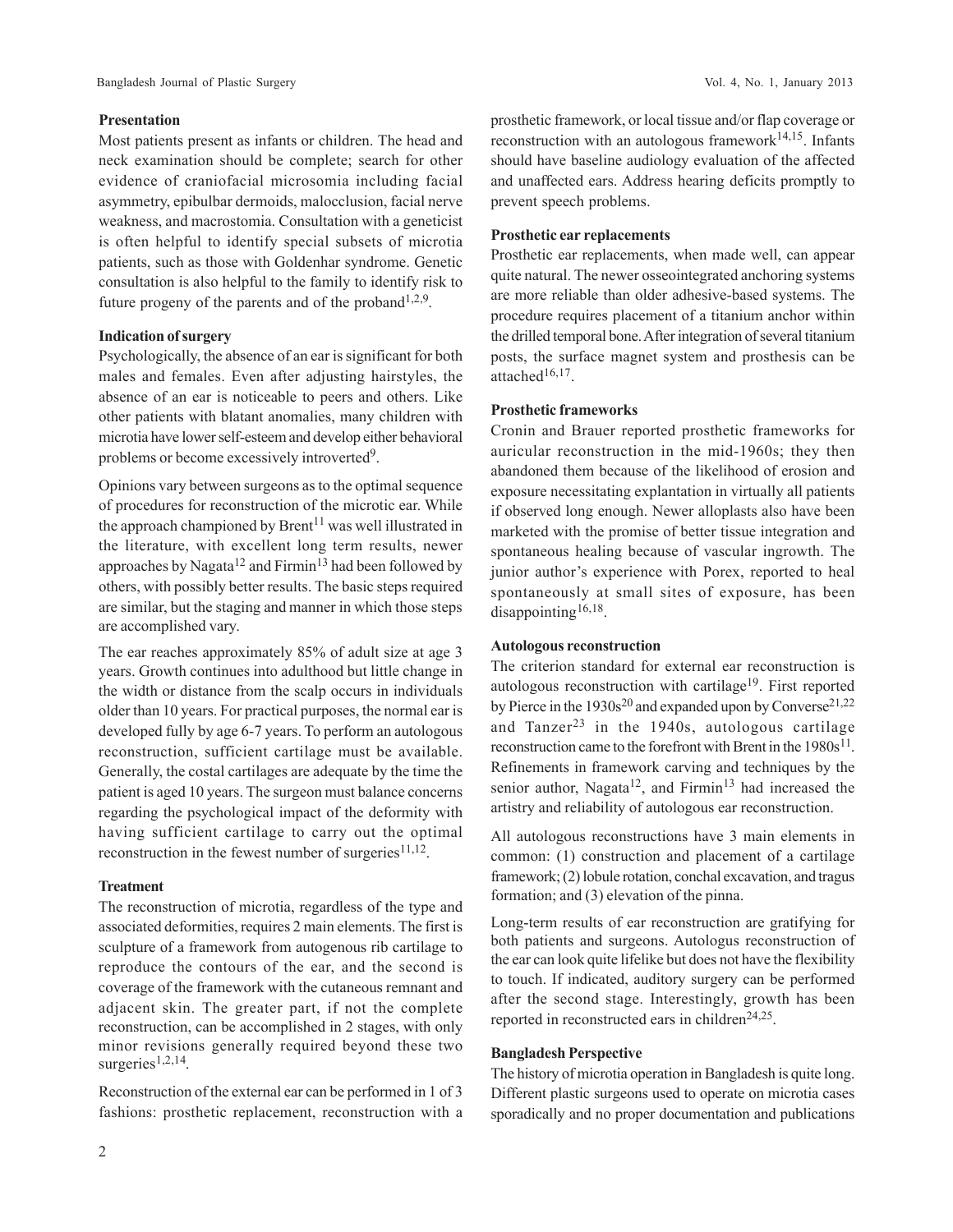### Presentation

Most patients present as infants or children. The head and neck examination should be complete; search for other evidence of craniofacial microsomia including facial asymmetry, epibulbar dermoids, malocclusion, facial nerve weakness, and macrostomia. Consultation with a geneticist is often helpful to identify special subsets of microtia patients, such as those with Goldenhar syndrome. Genetic consultation is also helpful to the family to identify risk to future progeny of the parents and of the proband[1,2,9].

### Indication of surgery

Psychologically, the absence of an ear is significant for both males and females. Even after adjusting hairstyles, the absence of an ear is noticeable to peers and others. Like other patients with blatant anomalies, many children with microtia have lower self-esteem and develop either behavioral problems or become excessively introverted[9].

Opinions vary between surgeons as to the optimal sequence of procedures for reconstruction of the microtic ear. While the approach championed by Brent[11] was well illustrated in the literature, with excellent long term results, newer approaches by Nagata[12] and Firmin[13] had been followed by others, with possibly better results. The basic steps required are similar, but the staging and manner in which those steps are accomplished vary.

The ear reaches approximately 85% of adult size at age 3 years. Growth continues into adulthood but little change in the width or distance from the scalp occurs in individuals older than 10 years. For practical purposes, the normal ear is developed fully by age 6-7 years. To perform an autologous reconstruction, sufficient cartilage must be available. Generally, the costal cartilages are adequate by the time the patient is aged 10 years. The surgeon must balance concerns regarding the psychological impact of the deformity with having sufficient cartilage to carry out the optimal reconstruction in the fewest number of surgeries[11,12].

### Treatment

The reconstruction of microtia, regardless of the type and associated deformities, requires 2 main elements. The first is sculpture of a framework from autogenous rib cartilage to reproduce the contours of the ear, and the second is coverage of the framework with the cutaneous remnant and adjacent skin. The greater part, if not the complete reconstruction, can be accomplished in 2 stages, with only minor revisions generally required beyond these two surgeries[1,2,14].

Reconstruction of the external ear can be performed in 1 of 3 fashions: prosthetic replacement, reconstruction with a prosthetic framework, or local tissue and/or flap coverage or reconstruction with an autologous framework[14,15]. Infants should have baseline audiology evaluation of the affected and unaffected ears. Address hearing deficits promptly to prevent speech problems.

### Prosthetic ear replacements

Prosthetic ear replacements, when made well, can appear quite natural. The newer osseointegrated anchoring systems are more reliable than older adhesive-based systems. The procedure requires placement of a titanium anchor within the drilled temporal bone. After integration of several titanium posts, the surface magnet system and prosthesis can be attached[16,17].

### Prosthetic frameworks

Cronin and Brauer reported prosthetic frameworks for auricular reconstruction in the mid-1960s; they then abandoned them because of the likelihood of erosion and exposure necessitating explantation in virtually all patients if observed long enough. Newer alloplasts also have been marketed with the promise of better tissue integration and spontaneous healing because of vascular ingrowth. The junior author's experience with Porex, reported to heal spontaneously at small sites of exposure, has been disappointing[16,18].

### Autologous reconstruction

The criterion standard for external ear reconstruction is autologous reconstruction with cartilage[19]. First reported by Pierce in the 1930s[20] and expanded upon by Converse[21,22] and Tanzer[23] in the 1940s, autologous cartilage reconstruction came to the forefront with Brent in the 1980s[11]. Refinements in framework carving and techniques by the senior author, Nagata[12], and Firmin[13] had increased the artistry and reliability of autologous ear reconstruction.

All autologous reconstructions have 3 main elements in common: (1) construction and placement of a cartilage framework; (2) lobule rotation, conchal excavation, and tragus formation; and (3) elevation of the pinna.

Long-term results of ear reconstruction are gratifying for both patients and surgeons. Autologus reconstruction of the ear can look quite lifelike but does not have the flexibility to touch. If indicated, auditory surgery can be performed after the second stage. Interestingly, growth has been reported in reconstructed ears in children[24,25].

### Bangladesh Perspective

The history of microtia operation in Bangladesh is quite long. Different plastic surgeons used to operate on microtia cases sporadically and no proper documentation and publications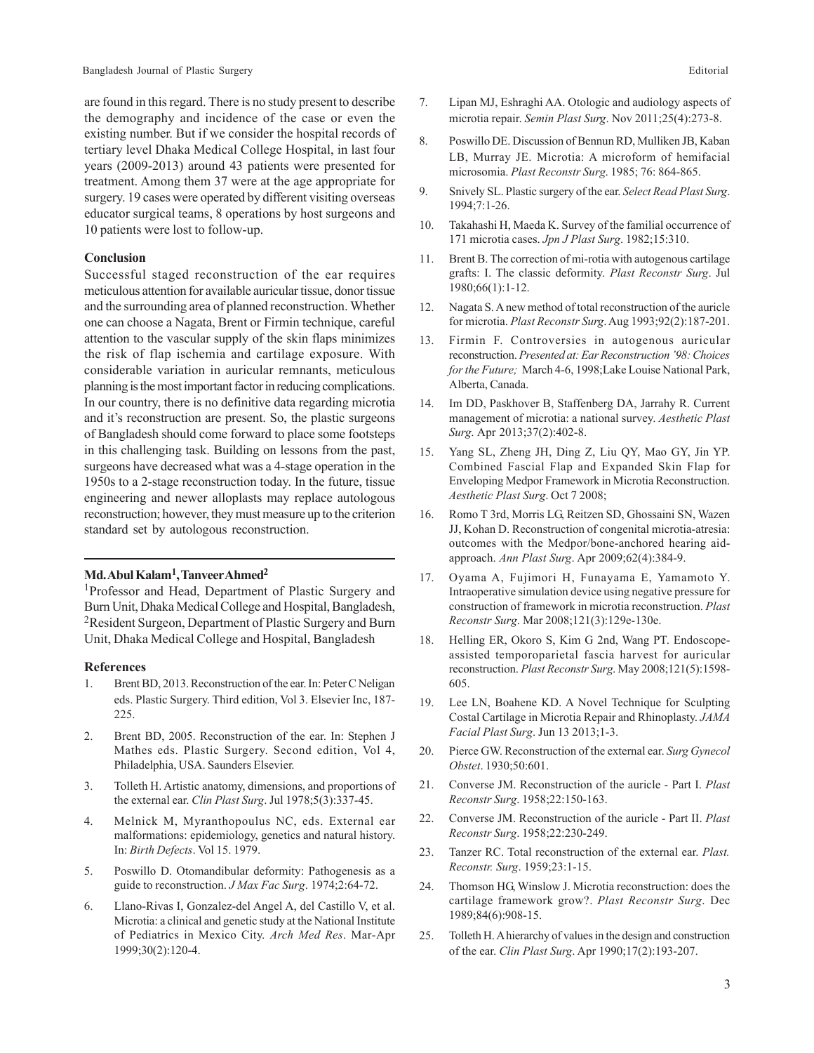are found in this regard. There is no study present to describe the demography and incidence of the case or even the existing number. But if we consider the hospital records of tertiary level Dhaka Medical College Hospital, in last four years (2009-2013) around 43 patients were presented for treatment. Among them 37 were at the age appropriate for surgery. 19 cases were operated by different visiting overseas educator surgical teams, 8 operations by host surgeons and 10 patients were lost to follow-up.

### Conclusion

Successful staged reconstruction of the ear requires meticulous attention for available auricular tissue, donor tissue and the surrounding area of planned reconstruction. Whether one can choose a Nagata, Brent or Firmin technique, careful attention to the vascular supply of the skin flaps minimizes the risk of flap ischemia and cartilage exposure. With considerable variation in auricular remnants, meticulous planning is the most important factor in reducing complications. In our country, there is no definitive data regarding microtia and it's reconstruction are present. So, the plastic surgeons of Bangladesh should come forward to place some footsteps in this challenging task. Building on lessons from the past, surgeons have decreased what was a 4-stage operation in the 1950s to a 2-stage reconstruction today. In the future, tissue engineering and newer alloplasts may replace autologous reconstruction; however, they must measure up to the criterion standard set by autologous reconstruction.

---

**Md. Abul Kalam[1], Tanveer Ahmed[2]**

[1]Professor and Head, Department of Plastic Surgery and Burn Unit, Dhaka Medical College and Hospital, Bangladesh,
[2]Resident Surgeon, Department of Plastic Surgery and Burn Unit, Dhaka Medical College and Hospital, Bangladesh

### References

1. Brent BD, 2013. Reconstruction of the ear. In: Peter C Neligan eds. Plastic Surgery. Third edition, Vol 3. Elsevier Inc, 187-225.
2. Brent BD, 2005. Reconstruction of the ear. In: Stephen J Mathes eds. Plastic Surgery. Second edition, Vol 4, Philadelphia, USA. Saunders Elsevier.
3. Tolleth H. Artistic anatomy, dimensions, and proportions of the external ear. *Clin Plast Surg*. Jul 1978;5(3):337-45.
4. Melnick M, Myranthopoulus NC, eds. External ear malformations: epidemiology, genetics and natural history. In: *Birth Defects*. Vol 15. 1979.
5. Poswillo D. Otomandibular deformity: Pathogenesis as a guide to reconstruction. *J Max Fac Surg*. 1974;2:64-72.
6. Llano-Rivas I, Gonzalez-del Angel A, del Castillo V, et al. Microtia: a clinical and genetic study at the National Institute of Pediatrics in Mexico City. *Arch Med Res*. Mar-Apr 1999;30(2):120-4.
7. Lipan MJ, Eshraghi AA. Otologic and audiology aspects of microtia repair. *Semin Plast Surg*. Nov 2011;25(4):273-8.
8. Poswillo DE. Discussion of Bennun RD, Mulliken JB, Kaban LB, Murray JE. Microtia: A microform of hemifacial microsomia. *Plast Reconstr Surg*. 1985; 76: 864-865.
9. Snively SL. Plastic surgery of the ear. *Select Read Plast Surg*. 1994;7:1-26.
10. Takahashi H, Maeda K. Survey of the familial occurrence of 171 microtia cases. *Jpn J Plast Surg*. 1982;15:310.
11. Brent B. The correction of mi-rotia with autogenous cartilage grafts: I. The classic deformity. *Plast Reconstr Surg*. Jul 1980;66(1):1-12.
12. Nagata S. A new method of total reconstruction of the auricle for microtia. *Plast Reconstr Surg*. Aug 1993;92(2):187-201.
13. Firmin F. Controversies in autogenous auricular reconstruction. *Presented at: Ear Reconstruction '98: Choices for the Future;* March 4-6, 1998;Lake Louise National Park, Alberta, Canada.
14. Im DD, Paskhover B, Staffenberg DA, Jarrahy R. Current management of microtia: a national survey. *Aesthetic Plast Surg.* Apr 2013;37(2):402-8.
15. Yang SL, Zheng JH, Ding Z, Liu QY, Mao GY, Jin YP. Combined Fascial Flap and Expanded Skin Flap for Enveloping Medpor Framework in Microtia Reconstruction. *Aesthetic Plast Surg*. Oct 7 2008;
16. Romo T 3rd, Morris LG, Reitzen SD, Ghossaini SN, Wazen JJ, Kohan D. Reconstruction of congenital microtia-atresia: outcomes with the Medpor/bone-anchored hearing aid-approach. *Ann Plast Surg*. Apr 2009;62(4):384-9.
17. Oyama A, Fujimori H, Funayama E, Yamamoto Y. Intraoperative simulation device using negative pressure for construction of framework in microtia reconstruction. *Plast Reconstr Surg*. Mar 2008;121(3):129e-130e.
18. Helling ER, Okoro S, Kim G 2nd, Wang PT. Endoscope-assisted temporoparietal fascia harvest for auricular reconstruction. *Plast Reconstr Surg*. May 2008;121(5):1598-605.
19. Lee LN, Boahene KD. A Novel Technique for Sculpting Costal Cartilage in Microtia Repair and Rhinoplasty. *JAMA Facial Plast Surg*. Jun 13 2013;1-3.
20. Pierce GW. Reconstruction of the external ear. *Surg Gynecol Obstet*. 1930;50:601.
21. Converse JM. Reconstruction of the auricle - Part I. *Plast Reconstr Surg*. 1958;22:150-163.
22. Converse JM. Reconstruction of the auricle - Part II. *Plast Reconstr Surg*. 1958;22:230-249.
23. Tanzer RC. Total reconstruction of the external ear. *Plast. Reconstr. Surg*. 1959;23:1-15.
24. Thomson HG, Winslow J. Microtia reconstruction: does the cartilage framework grow?. *Plast Reconstr Surg*. Dec 1989;84(6):908-15.
25. Tolleth H. A hierarchy of values in the design and construction of the ear. *Clin Plast Surg*. Apr 1990;17(2):193-207.